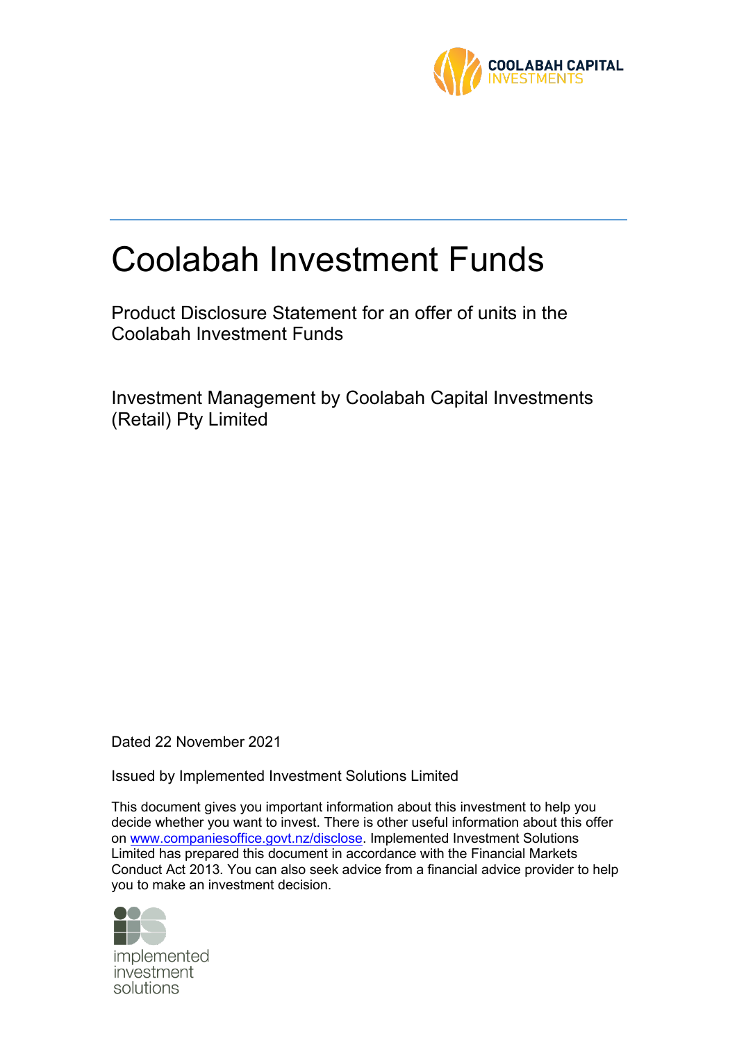# Coolabah Investment Funds

Product Disclosure Statement for an offer of units in the Coolabah Investment Funds

Investment Management by Coolabah Capital Investments (Retail) Pty Limited

Dated 22 November 2021

Issued by Implemented Investment Solutions Limited

This document gives you important information about this investment to help you decide whether you want to invest. There is other useful information about this offer on www.companiesoffice.govt.nz/disclose. Implemented Investment Solutions Limited has prepared this document in accordance with the Financial Markets Conduct Act 2013. You can also seek advice from a financial advice provider to help you to make an investment decision.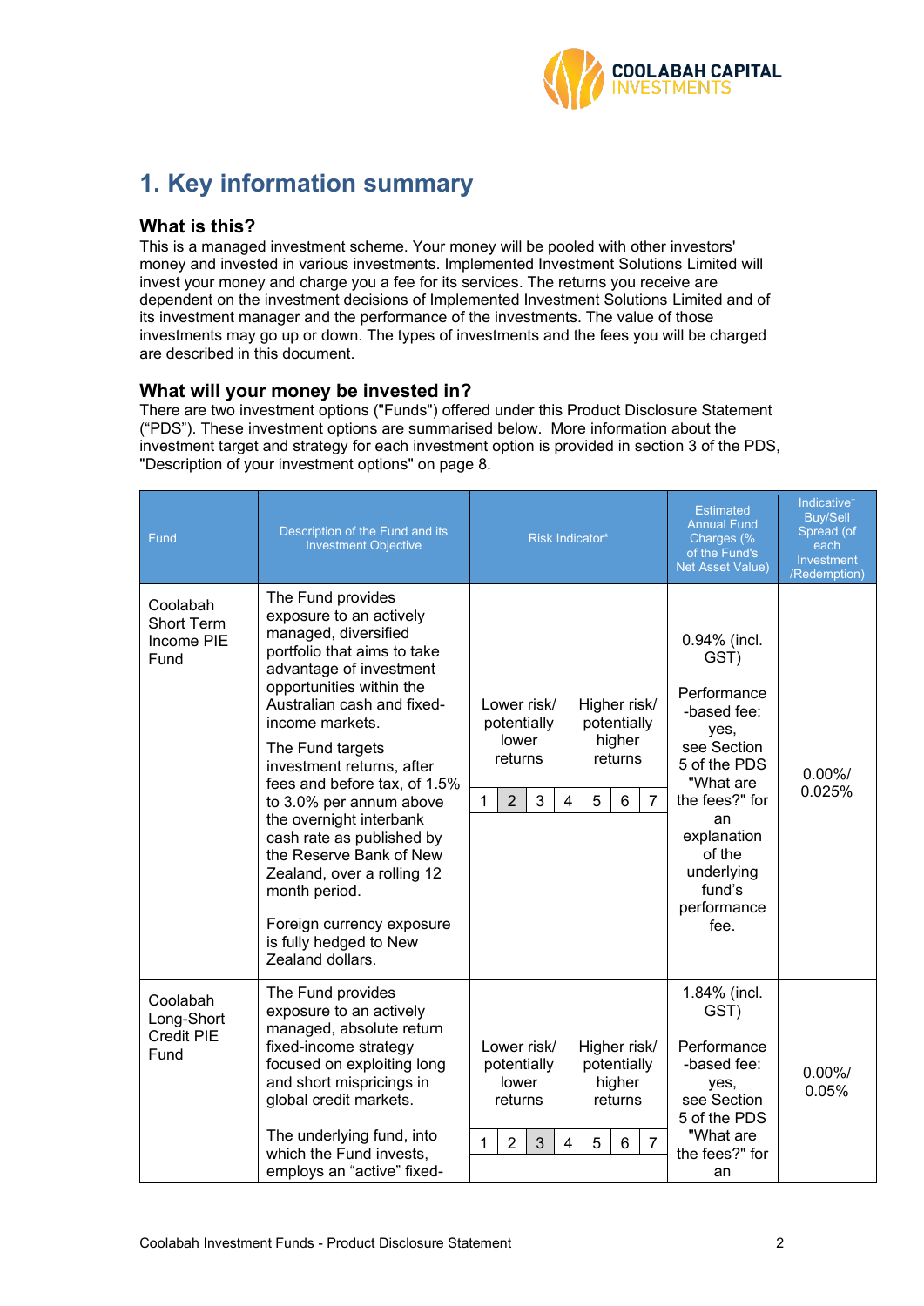# 1. Key information summary

## What is this?

This is a managed investment scheme. Your money will be pooled with other investors' money and invested in various investments. Implemented Investment Solutions Limited will invest your money and charge you a fee for its services. The returns you receive are dependent on the investment decisions of Implemented Investment Solutions Limited and of its investment manager and the performance of the investments. The value of those investments may go up or down. The types of investments and the fees you will be charged are described in this document.

## What will your money be invested in?

There are two investment options ("Funds") offered under this Product Disclosure Statement ("PDS"). These investment options are summarised below. More information about the investment target and strategy for each investment option is provided in section 3 of the PDS, "Description of your investment options" on page 8.

| Fund | Description of the Fund and its Investment Objective | Risk Indicator* | Estimated Annual Fund Charges (% of the Fund's Net Asset Value) | Indicative+ Buy/Sell Spread (of each Investment /Redemption) |
|---|---|---|---|---|
| Coolabah Short Term Income PIE Fund | The Fund provides exposure to an actively managed, diversified portfolio that aims to take advantage of investment opportunities within the Australian cash and fixed-income markets.<br><br>The Fund targets investment returns, after fees and before tax, of 1.5% to 3.0% per annum above the overnight interbank cash rate as published by the Reserve Bank of New Zealand, over a rolling 12 month period.<br><br>Foreign currency exposure is fully hedged to New Zealand dollars. | Lower risk/ potentially lower returns — Higher risk/ potentially higher returns<br><br>1 \| **2** \| 3 \| 4 \| 5 \| 6 \| 7<br><br>(Risk indicator: 2) | 0.94% (incl. GST)<br><br>Performance-based fee: yes, see Section 5 of the PDS "What are the fees?" for an explanation of the underlying fund's performance fee. | 0.00%/ 0.025% |
| Coolabah Long-Short Credit PIE Fund | The Fund provides exposure to an actively managed, absolute return fixed-income strategy focused on exploiting long and short mispricings in global credit markets.<br><br>The underlying fund, into which the Fund invests, employs an "active" fixed- | Lower risk/ potentially lower returns — Higher risk/ potentially higher returns<br><br>1 \| 2 \| **3** \| 4 \| 5 \| 6 \| 7<br><br>(Risk indicator: 3) | 1.84% (incl. GST)<br><br>Performance-based fee: yes, see Section 5 of the PDS "What are the fees?" for an | 0.00%/ 0.05% |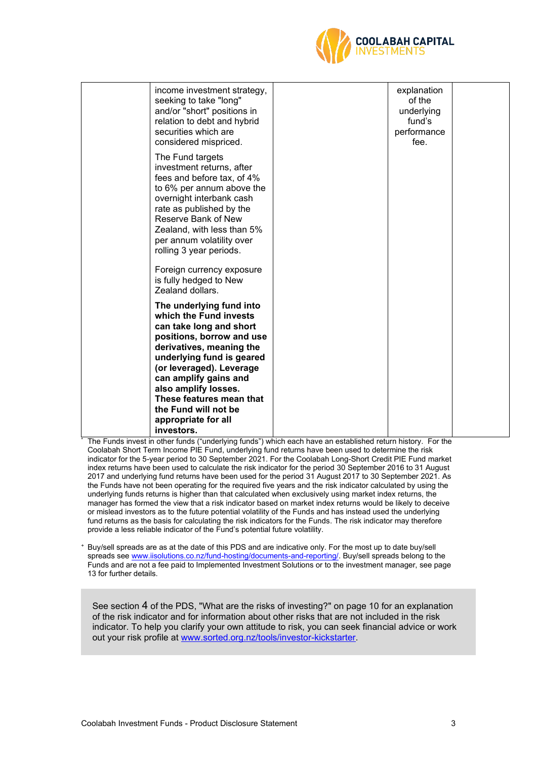| | | | | |
|---|---|---|---|---|
| | income investment strategy, seeking to take "long" and/or "short" positions in relation to debt and hybrid securities which are considered mispriced.<br><br>The Fund targets investment returns, after fees and before tax, of 4% to 6% per annum above the overnight interbank cash rate as published by the Reserve Bank of New Zealand, with less than 5% per annum volatility over rolling 3 year periods.<br><br>Foreign currency exposure is fully hedged to New Zealand dollars.<br><br>**The underlying fund into which the Fund invests can take long and short positions, borrow and use derivatives, meaning the underlying fund is geared (or leveraged). Leverage can amplify gains and also amplify losses. These features mean that the Fund will not be appropriate for all investors.** | | explanation of the underlying fund's performance fee. | |

* The Funds invest in other funds ("underlying funds") which each have an established return history. For the Coolabah Short Term Income PIE Fund, underlying fund returns have been used to determine the risk indicator for the 5-year period to 30 September 2021. For the Coolabah Long-Short Credit PIE Fund market index returns have been used to calculate the risk indicator for the period 30 September 2016 to 31 August 2017 and underlying fund returns have been used for the period 31 August 2017 to 30 September 2021. As the Funds have not been operating for the required five years and the risk indicator calculated by using the underlying funds returns is higher than that calculated when exclusively using market index returns, the manager has formed the view that a risk indicator based on market index returns would be likely to deceive or mislead investors as to the future potential volatility of the Funds and has instead used the underlying fund returns as the basis for calculating the risk indicators for the Funds. The risk indicator may therefore provide a less reliable indicator of the Fund's potential future volatility.

+ Buy/sell spreads are as at the date of this PDS and are indicative only. For the most up to date buy/sell spreads see www.iisolutions.co.nz/fund-hosting/documents-and-reporting/. Buy/sell spreads belong to the Funds and are not a fee paid to Implemented Investment Solutions or to the investment manager, see page 13 for further details.

See section 4 of the PDS, "What are the risks of investing?" on page 10 for an explanation of the risk indicator and for information about other risks that are not included in the risk indicator. To help you clarify your own attitude to risk, you can seek financial advice or work out your risk profile at www.sorted.org.nz/tools/investor-kickstarter.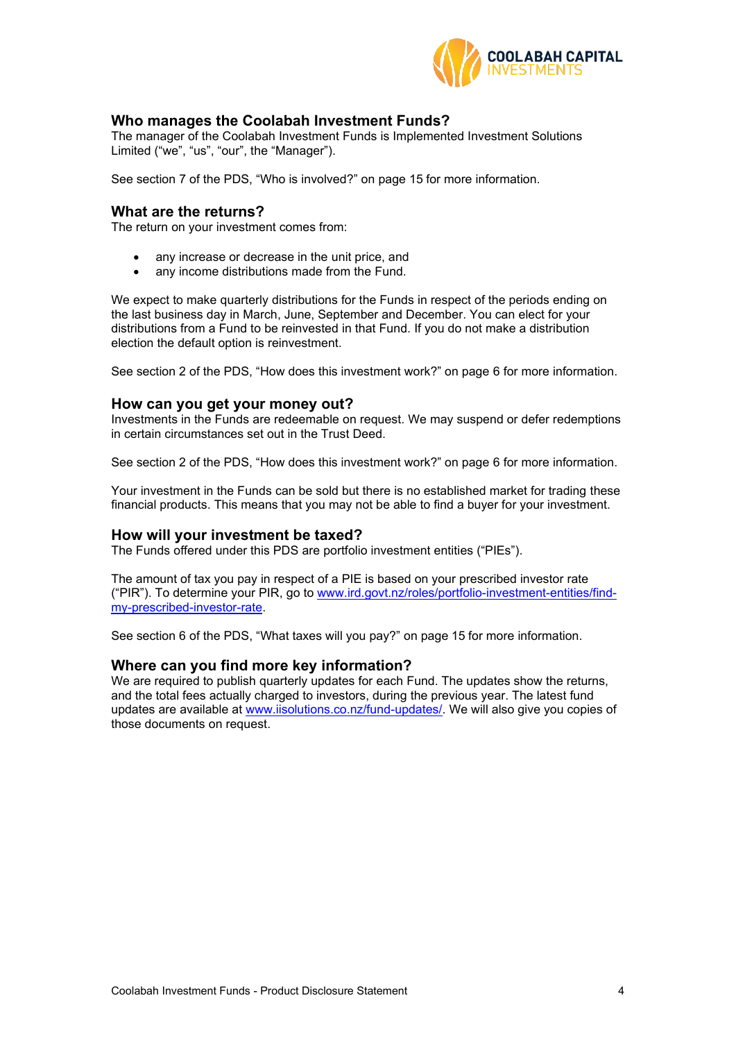## Who manages the Coolabah Investment Funds?

The manager of the Coolabah Investment Funds is Implemented Investment Solutions Limited ("we", "us", "our", the "Manager").

See section 7 of the PDS, "Who is involved?" on page 15 for more information.

## What are the returns?

The return on your investment comes from:

- any increase or decrease in the unit price, and
- any income distributions made from the Fund.

We expect to make quarterly distributions for the Funds in respect of the periods ending on the last business day in March, June, September and December. You can elect for your distributions from a Fund to be reinvested in that Fund. If you do not make a distribution election the default option is reinvestment.

See section 2 of the PDS, "How does this investment work?" on page 6 for more information.

## How can you get your money out?

Investments in the Funds are redeemable on request. We may suspend or defer redemptions in certain circumstances set out in the Trust Deed.

See section 2 of the PDS, "How does this investment work?" on page 6 for more information.

Your investment in the Funds can be sold but there is no established market for trading these financial products. This means that you may not be able to find a buyer for your investment.

## How will your investment be taxed?

The Funds offered under this PDS are portfolio investment entities ("PIEs").

The amount of tax you pay in respect of a PIE is based on your prescribed investor rate ("PIR"). To determine your PIR, go to www.ird.govt.nz/roles/portfolio-investment-entities/find-my-prescribed-investor-rate.

See section 6 of the PDS, "What taxes will you pay?" on page 15 for more information.

## Where can you find more key information?

We are required to publish quarterly updates for each Fund. The updates show the returns, and the total fees actually charged to investors, during the previous year. The latest fund updates are available at www.iisolutions.co.nz/fund-updates/. We will also give you copies of those documents on request.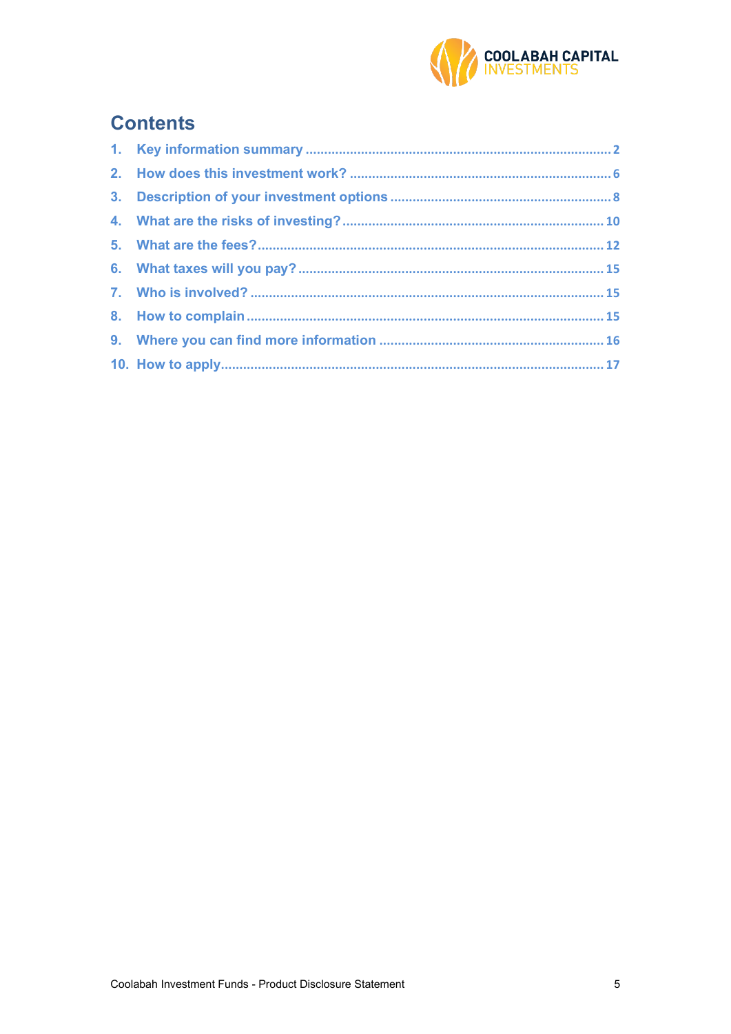## Contents

1. Key information summary .................................................................................. 2
2. How does this investment work? ...................................................................... 6
3. Description of your investment options ........................................................... 8
4. What are the risks of investing? ...................................................................... 10
5. What are the fees? ........................................................................................... 12
6. What taxes will you pay? .................................................................................. 15
7. Who is involved? .............................................................................................. 15
8. How to complain ............................................................................................... 15
9. Where you can find more information ............................................................ 16
10. How to apply ...................................................................................................... 17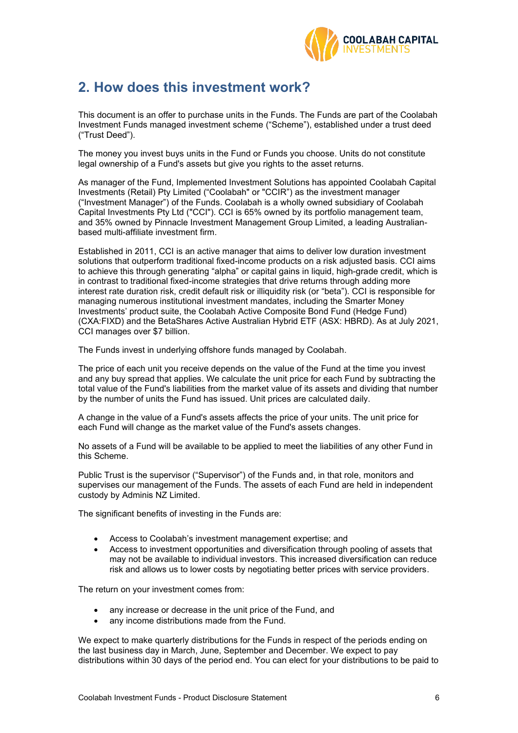## 2. How does this investment work?

This document is an offer to purchase units in the Funds. The Funds are part of the Coolabah Investment Funds managed investment scheme ("Scheme"), established under a trust deed ("Trust Deed").

The money you invest buys units in the Fund or Funds you choose. Units do not constitute legal ownership of a Fund's assets but give you rights to the asset returns.

As manager of the Fund, Implemented Investment Solutions has appointed Coolabah Capital Investments (Retail) Pty Limited ("Coolabah" or "CCIR") as the investment manager ("Investment Manager") of the Funds. Coolabah is a wholly owned subsidiary of Coolabah Capital Investments Pty Ltd ("CCI"). CCI is 65% owned by its portfolio management team, and 35% owned by Pinnacle Investment Management Group Limited, a leading Australian-based multi-affiliate investment firm.

Established in 2011, CCI is an active manager that aims to deliver low duration investment solutions that outperform traditional fixed-income products on a risk adjusted basis. CCI aims to achieve this through generating "alpha" or capital gains in liquid, high-grade credit, which is in contrast to traditional fixed-income strategies that drive returns through adding more interest rate duration risk, credit default risk or illiquidity risk (or "beta"). CCI is responsible for managing numerous institutional investment mandates, including the Smarter Money Investments' product suite, the Coolabah Active Composite Bond Fund (Hedge Fund) (CXA:FIXD) and the BetaShares Active Australian Hybrid ETF (ASX: HBRD). As at July 2021, CCI manages over $7 billion.

The Funds invest in underlying offshore funds managed by Coolabah.

The price of each unit you receive depends on the value of the Fund at the time you invest and any buy spread that applies. We calculate the unit price for each Fund by subtracting the total value of the Fund's liabilities from the market value of its assets and dividing that number by the number of units the Fund has issued. Unit prices are calculated daily.

A change in the value of a Fund's assets affects the price of your units. The unit price for each Fund will change as the market value of the Fund's assets changes.

No assets of a Fund will be available to be applied to meet the liabilities of any other Fund in this Scheme.

Public Trust is the supervisor ("Supervisor") of the Funds and, in that role, monitors and supervises our management of the Funds. The assets of each Fund are held in independent custody by Adminis NZ Limited.

The significant benefits of investing in the Funds are:

- Access to Coolabah's investment management expertise; and
- Access to investment opportunities and diversification through pooling of assets that may not be available to individual investors. This increased diversification can reduce risk and allows us to lower costs by negotiating better prices with service providers.

The return on your investment comes from:

- any increase or decrease in the unit price of the Fund, and
- any income distributions made from the Fund.

We expect to make quarterly distributions for the Funds in respect of the periods ending on the last business day in March, June, September and December. We expect to pay distributions within 30 days of the period end. You can elect for your distributions to be paid to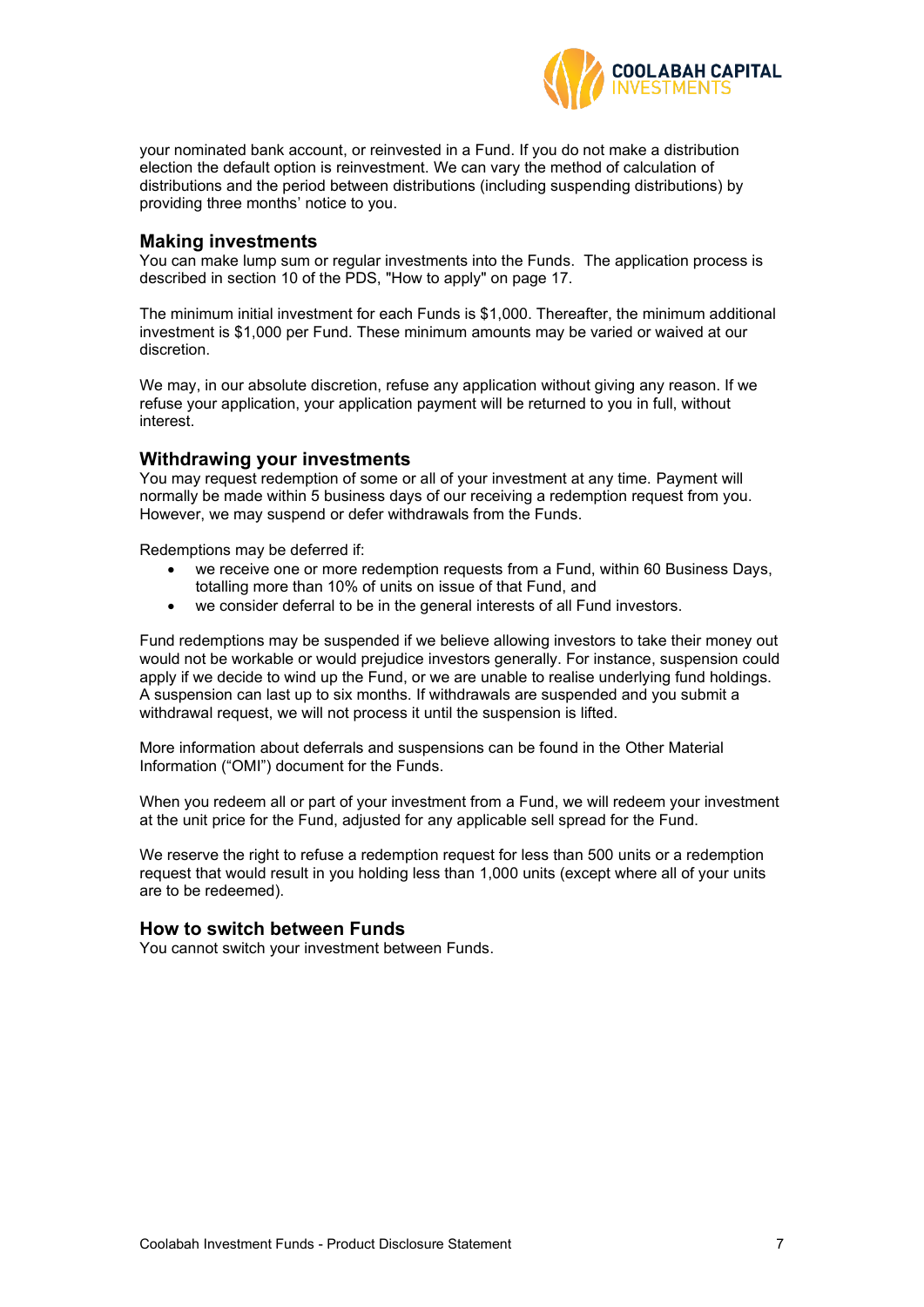your nominated bank account, or reinvested in a Fund. If you do not make a distribution election the default option is reinvestment. We can vary the method of calculation of distributions and the period between distributions (including suspending distributions) by providing three months' notice to you.

### Making investments

You can make lump sum or regular investments into the Funds. The application process is described in section 10 of the PDS, "How to apply" on page 17.

The minimum initial investment for each Funds is $1,000. Thereafter, the minimum additional investment is $1,000 per Fund. These minimum amounts may be varied or waived at our discretion.

We may, in our absolute discretion, refuse any application without giving any reason. If we refuse your application, your application payment will be returned to you in full, without interest.

### Withdrawing your investments

You may request redemption of some or all of your investment at any time. Payment will normally be made within 5 business days of our receiving a redemption request from you. However, we may suspend or defer withdrawals from the Funds.

Redemptions may be deferred if:

- we receive one or more redemption requests from a Fund, within 60 Business Days, totalling more than 10% of units on issue of that Fund, and
- we consider deferral to be in the general interests of all Fund investors.

Fund redemptions may be suspended if we believe allowing investors to take their money out would not be workable or would prejudice investors generally. For instance, suspension could apply if we decide to wind up the Fund, or we are unable to realise underlying fund holdings. A suspension can last up to six months. If withdrawals are suspended and you submit a withdrawal request, we will not process it until the suspension is lifted.

More information about deferrals and suspensions can be found in the Other Material Information ("OMI") document for the Funds.

When you redeem all or part of your investment from a Fund, we will redeem your investment at the unit price for the Fund, adjusted for any applicable sell spread for the Fund.

We reserve the right to refuse a redemption request for less than 500 units or a redemption request that would result in you holding less than 1,000 units (except where all of your units are to be redeemed).

### How to switch between Funds

You cannot switch your investment between Funds.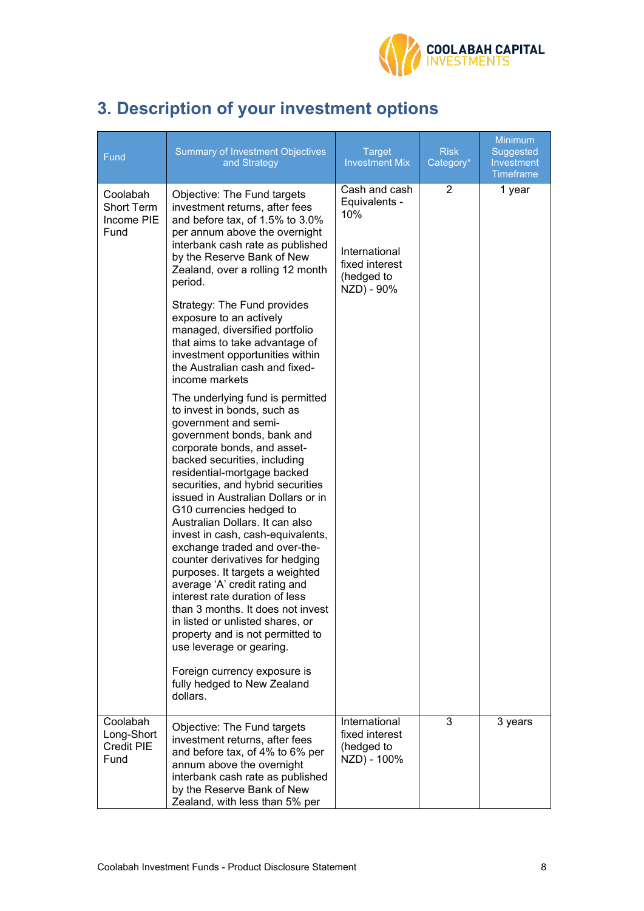## 3. Description of your investment options

| Fund | Summary of Investment Objectives and Strategy | Target Investment Mix | Risk Category* | Minimum Suggested Investment Timeframe |
|---|---|---|---|---|
| Coolabah Short Term Income PIE Fund | Objective: The Fund targets investment returns, after fees and before tax, of 1.5% to 3.0% per annum above the overnight interbank cash rate as published by the Reserve Bank of New Zealand, over a rolling 12 month period.<br><br>Strategy: The Fund provides exposure to an actively managed, diversified portfolio that aims to take advantage of investment opportunities within the Australian cash and fixed-income markets<br><br>The underlying fund is permitted to invest in bonds, such as government and semi-government bonds, bank and corporate bonds, and asset-backed securities, including residential-mortgage backed securities, and hybrid securities issued in Australian Dollars or in G10 currencies hedged to Australian Dollars. It can also invest in cash, cash-equivalents, exchange traded and over-the-counter derivatives for hedging purposes. It targets a weighted average 'A' credit rating and interest rate duration of less than 3 months. It does not invest in listed or unlisted shares, or property and is not permitted to use leverage or gearing.<br><br>Foreign currency exposure is fully hedged to New Zealand dollars. | Cash and cash Equivalents - 10%<br><br>International fixed interest (hedged to NZD) - 90% | 2 | 1 year |
| Coolabah Long-Short Credit PIE Fund | Objective: The Fund targets investment returns, after fees and before tax, of 4% to 6% per annum above the overnight interbank cash rate as published by the Reserve Bank of New Zealand, with less than 5% per | International fixed interest (hedged to NZD) - 100% | 3 | 3 years |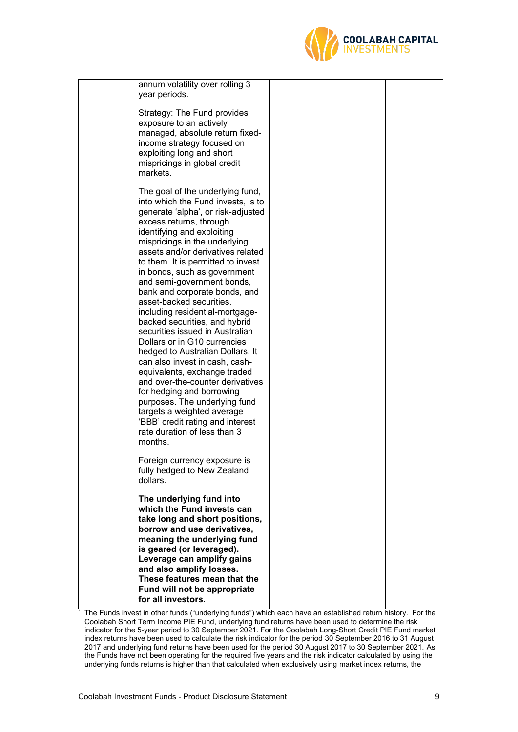| | | | | |
|---|---|---|---|---|
| | annum volatility over rolling 3 year periods.<br><br>Strategy: The Fund provides exposure to an actively managed, absolute return fixed-income strategy focused on exploiting long and short mispricings in global credit markets.<br><br>The goal of the underlying fund, into which the Fund invests, is to generate 'alpha', or risk-adjusted excess returns, through identifying and exploiting mispricings in the underlying assets and/or derivatives related to them. It is permitted to invest in bonds, such as government and semi-government bonds, bank and corporate bonds, and asset-backed securities, including residential-mortgage-backed securities, and hybrid securities issued in Australian Dollars or in G10 currencies hedged to Australian Dollars. It can also invest in cash, cash-equivalents, exchange traded and over-the-counter derivatives for hedging and borrowing purposes. The underlying fund targets a weighted average 'BBB' credit rating and interest rate duration of less than 3 months.<br><br>Foreign currency exposure is fully hedged to New Zealand dollars.<br><br>**The underlying fund into which the Fund invests can take long and short positions, borrow and use derivatives, meaning the underlying fund is geared (or leveraged). Leverage can amplify gains and also amplify losses. These features mean that the Fund will not be appropriate for all investors.** | | | |

* The Funds invest in other funds ("underlying funds") which each have an established return history. For the Coolabah Short Term Income PIE Fund, underlying fund returns have been used to determine the risk indicator for the 5-year period to 30 September 2021. For the Coolabah Long-Short Credit PIE Fund market index returns have been used to calculate the risk indicator for the period 30 September 2016 to 31 August 2017 and underlying fund returns have been used for the period 30 August 2017 to 30 September 2021. As the Funds have not been operating for the required five years and the risk indicator calculated by using the underlying funds returns is higher than that calculated when exclusively using market index returns, the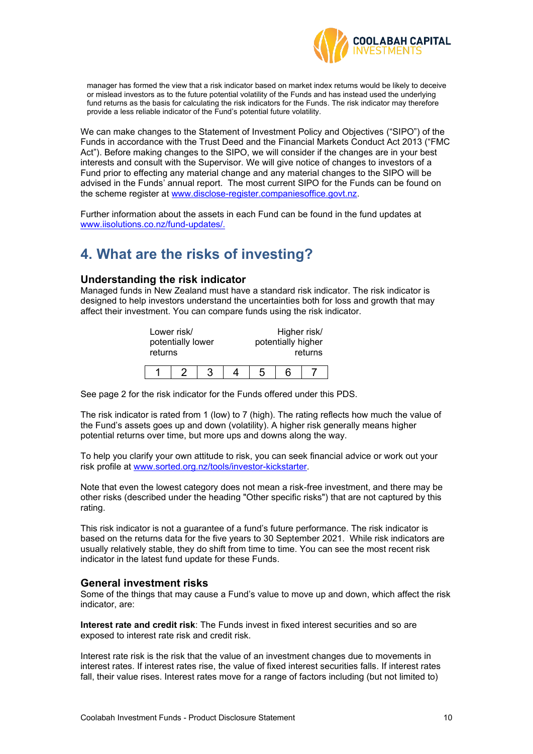manager has formed the view that a risk indicator based on market index returns would be likely to deceive or mislead investors as to the future potential volatility of the Funds and has instead used the underlying fund returns as the basis for calculating the risk indicators for the Funds. The risk indicator may therefore provide a less reliable indicator of the Fund's potential future volatility.

We can make changes to the Statement of Investment Policy and Objectives ("SIPO") of the Funds in accordance with the Trust Deed and the Financial Markets Conduct Act 2013 ("FMC Act"). Before making changes to the SIPO, we will consider if the changes are in your best interests and consult with the Supervisor. We will give notice of changes to investors of a Fund prior to effecting any material change and any material changes to the SIPO will be advised in the Funds' annual report. The most current SIPO for the Funds can be found on the scheme register at www.disclose-register.companiesoffice.govt.nz.

Further information about the assets in each Fund can be found in the fund updates at www.iisolutions.co.nz/fund-updates/.

# 4. What are the risks of investing?

## Understanding the risk indicator

Managed funds in New Zealand must have a standard risk indicator. The risk indicator is designed to help investors understand the uncertainties both for loss and growth that may affect their investment. You can compare funds using the risk indicator.

Lower risk/ potentially lower returns — Higher risk/ potentially higher returns

| 1 | 2 | 3 | 4 | 5 | 6 | 7 |
|---|---|---|---|---|---|---|

See page 2 for the risk indicator for the Funds offered under this PDS.

The risk indicator is rated from 1 (low) to 7 (high). The rating reflects how much the value of the Fund's assets goes up and down (volatility). A higher risk generally means higher potential returns over time, but more ups and downs along the way.

To help you clarify your own attitude to risk, you can seek financial advice or work out your risk profile at www.sorted.org.nz/tools/investor-kickstarter.

Note that even the lowest category does not mean a risk-free investment, and there may be other risks (described under the heading "Other specific risks") that are not captured by this rating.

This risk indicator is not a guarantee of a fund's future performance. The risk indicator is based on the returns data for the five years to 30 September 2021. While risk indicators are usually relatively stable, they do shift from time to time. You can see the most recent risk indicator in the latest fund update for these Funds.

## General investment risks

Some of the things that may cause a Fund's value to move up and down, which affect the risk indicator, are:

**Interest rate and credit risk**: The Funds invest in fixed interest securities and so are exposed to interest rate risk and credit risk.

Interest rate risk is the risk that the value of an investment changes due to movements in interest rates. If interest rates rise, the value of fixed interest securities falls. If interest rates fall, their value rises. Interest rates move for a range of factors including (but not limited to)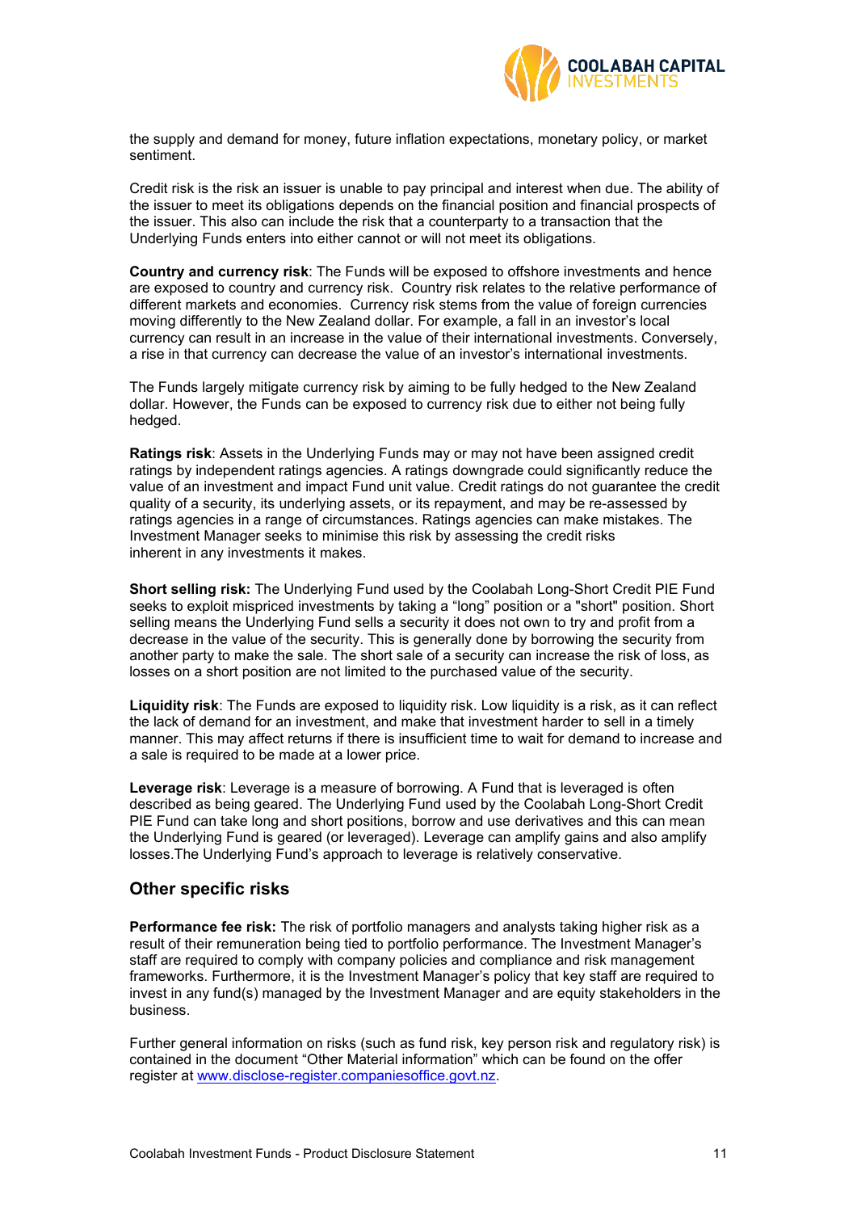the supply and demand for money, future inflation expectations, monetary policy, or market sentiment.

Credit risk is the risk an issuer is unable to pay principal and interest when due. The ability of the issuer to meet its obligations depends on the financial position and financial prospects of the issuer. This also can include the risk that a counterparty to a transaction that the Underlying Funds enters into either cannot or will not meet its obligations.

**Country and currency risk**: The Funds will be exposed to offshore investments and hence are exposed to country and currency risk. Country risk relates to the relative performance of different markets and economies. Currency risk stems from the value of foreign currencies moving differently to the New Zealand dollar. For example, a fall in an investor's local currency can result in an increase in the value of their international investments. Conversely, a rise in that currency can decrease the value of an investor's international investments.

The Funds largely mitigate currency risk by aiming to be fully hedged to the New Zealand dollar. However, the Funds can be exposed to currency risk due to either not being fully hedged.

**Ratings risk**: Assets in the Underlying Funds may or may not have been assigned credit ratings by independent ratings agencies. A ratings downgrade could significantly reduce the value of an investment and impact Fund unit value. Credit ratings do not guarantee the credit quality of a security, its underlying assets, or its repayment, and may be re-assessed by ratings agencies in a range of circumstances. Ratings agencies can make mistakes. The Investment Manager seeks to minimise this risk by assessing the credit risks inherent in any investments it makes.

**Short selling risk:** The Underlying Fund used by the Coolabah Long-Short Credit PIE Fund seeks to exploit mispriced investments by taking a "long" position or a "short" position. Short selling means the Underlying Fund sells a security it does not own to try and profit from a decrease in the value of the security. This is generally done by borrowing the security from another party to make the sale. The short sale of a security can increase the risk of loss, as losses on a short position are not limited to the purchased value of the security.

**Liquidity risk**: The Funds are exposed to liquidity risk. Low liquidity is a risk, as it can reflect the lack of demand for an investment, and make that investment harder to sell in a timely manner. This may affect returns if there is insufficient time to wait for demand to increase and a sale is required to be made at a lower price.

**Leverage risk**: Leverage is a measure of borrowing. A Fund that is leveraged is often described as being geared. The Underlying Fund used by the Coolabah Long-Short Credit PIE Fund can take long and short positions, borrow and use derivatives and this can mean the Underlying Fund is geared (or leveraged). Leverage can amplify gains and also amplify losses.The Underlying Fund's approach to leverage is relatively conservative.

## Other specific risks

**Performance fee risk:** The risk of portfolio managers and analysts taking higher risk as a result of their remuneration being tied to portfolio performance. The Investment Manager's staff are required to comply with company policies and compliance and risk management frameworks. Furthermore, it is the Investment Manager's policy that key staff are required to invest in any fund(s) managed by the Investment Manager and are equity stakeholders in the business.

Further general information on risks (such as fund risk, key person risk and regulatory risk) is contained in the document "Other Material information" which can be found on the offer register at www.disclose-register.companiesoffice.govt.nz.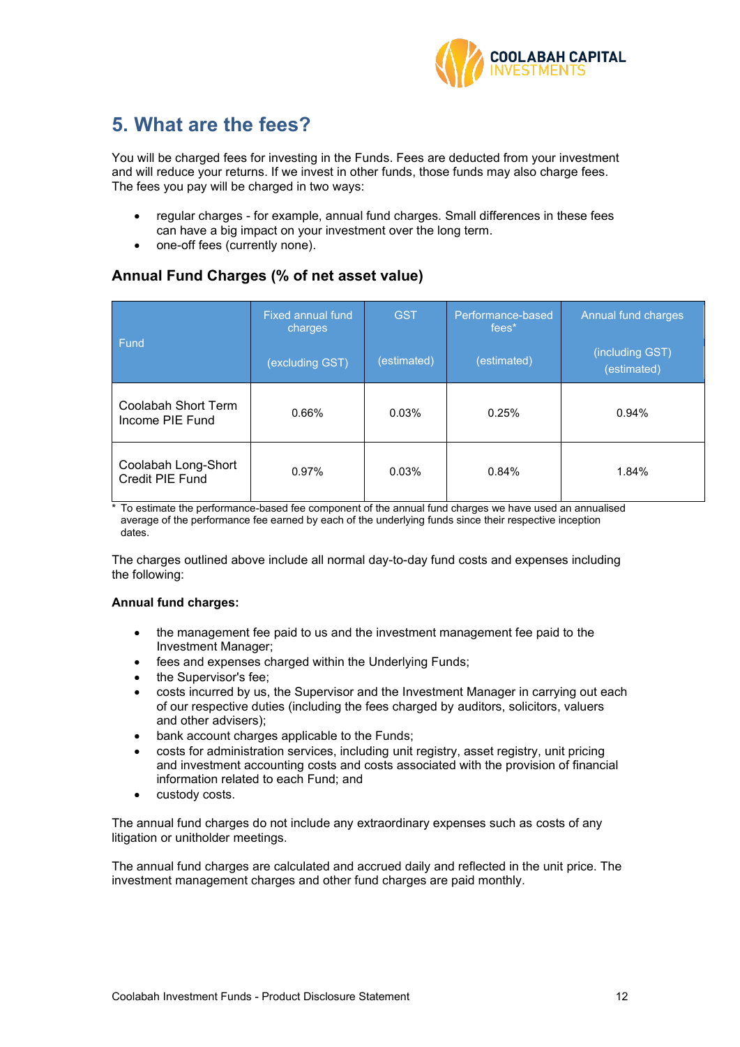## 5. What are the fees?

You will be charged fees for investing in the Funds. Fees are deducted from your investment and will reduce your returns. If we invest in other funds, those funds may also charge fees. The fees you pay will be charged in two ways:

- regular charges - for example, annual fund charges. Small differences in these fees can have a big impact on your investment over the long term.
- one-off fees (currently none).

### Annual Fund Charges (% of net asset value)

| Fund | Fixed annual fund charges (excluding GST) | GST (estimated) | Performance-based fees* (estimated) | Annual fund charges (including GST) (estimated) |
|---|---|---|---|---|
| Coolabah Short Term Income PIE Fund | 0.66% | 0.03% | 0.25% | 0.94% |
| Coolabah Long-Short Credit PIE Fund | 0.97% | 0.03% | 0.84% | 1.84% |

\* To estimate the performance-based fee component of the annual fund charges we have used an annualised average of the performance fee earned by each of the underlying funds since their respective inception dates.

The charges outlined above include all normal day-to-day fund costs and expenses including the following:

**Annual fund charges:**

- the management fee paid to us and the investment management fee paid to the Investment Manager;
- fees and expenses charged within the Underlying Funds;
- the Supervisor's fee;
- costs incurred by us, the Supervisor and the Investment Manager in carrying out each of our respective duties (including the fees charged by auditors, solicitors, valuers and other advisers);
- bank account charges applicable to the Funds;
- costs for administration services, including unit registry, asset registry, unit pricing and investment accounting costs and costs associated with the provision of financial information related to each Fund; and
- custody costs.

The annual fund charges do not include any extraordinary expenses such as costs of any litigation or unitholder meetings.

The annual fund charges are calculated and accrued daily and reflected in the unit price. The investment management charges and other fund charges are paid monthly.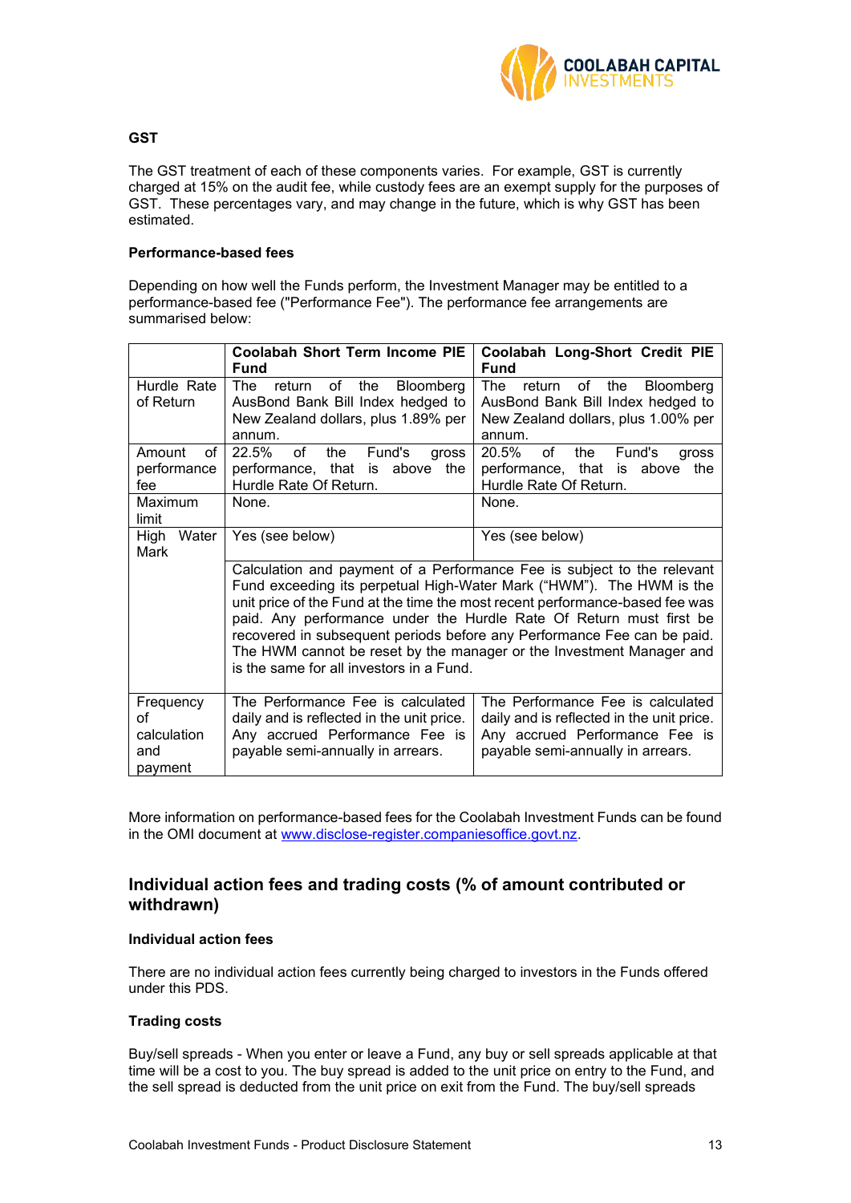**GST**

The GST treatment of each of these components varies. For example, GST is currently charged at 15% on the audit fee, while custody fees are an exempt supply for the purposes of GST. These percentages vary, and may change in the future, which is why GST has been estimated.

**Performance-based fees**

Depending on how well the Funds perform, the Investment Manager may be entitled to a performance-based fee ("Performance Fee"). The performance fee arrangements are summarised below:

| | **Coolabah Short Term Income PIE Fund** | **Coolabah Long-Short Credit PIE Fund** |
|---|---|---|
| Hurdle Rate of Return | The return of the Bloomberg AusBond Bank Bill Index hedged to New Zealand dollars, plus 1.89% per annum. | The return of the Bloomberg AusBond Bank Bill Index hedged to New Zealand dollars, plus 1.00% per annum. |
| Amount of performance fee | 22.5% of the Fund's gross performance, that is above the Hurdle Rate Of Return. | 20.5% of the Fund's gross performance, that is above the Hurdle Rate Of Return. |
| Maximum limit | None. | None. |
| High Water Mark | Yes (see below) | Yes (see below) |
| | Calculation and payment of a Performance Fee is subject to the relevant Fund exceeding its perpetual High-Water Mark ("HWM"). The HWM is the unit price of the Fund at the time the most recent performance-based fee was paid. Any performance under the Hurdle Rate Of Return must first be recovered in subsequent periods before any Performance Fee can be paid. The HWM cannot be reset by the manager or the Investment Manager and is the same for all investors in a Fund. | |
| Frequency of calculation and payment | The Performance Fee is calculated daily and is reflected in the unit price. Any accrued Performance Fee is payable semi-annually in arrears. | The Performance Fee is calculated daily and is reflected in the unit price. Any accrued Performance Fee is payable semi-annually in arrears. |

More information on performance-based fees for the Coolabah Investment Funds can be found in the OMI document at www.disclose-register.companiesoffice.govt.nz.

## Individual action fees and trading costs (% of amount contributed or withdrawn)

**Individual action fees**

There are no individual action fees currently being charged to investors in the Funds offered under this PDS.

**Trading costs**

Buy/sell spreads - When you enter or leave a Fund, any buy or sell spreads applicable at that time will be a cost to you. The buy spread is added to the unit price on entry to the Fund, and the sell spread is deducted from the unit price on exit from the Fund. The buy/sell spreads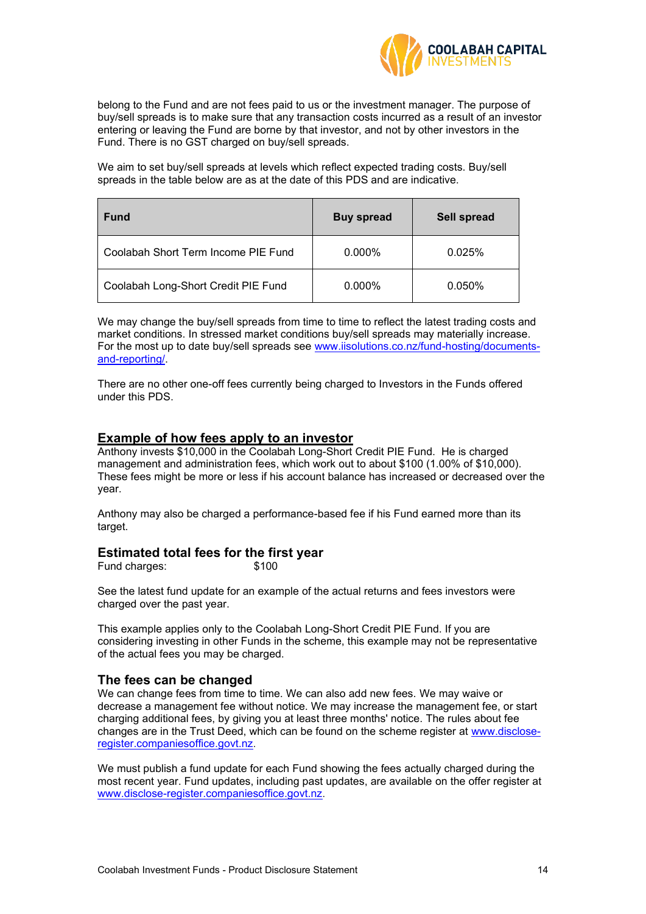belong to the Fund and are not fees paid to us or the investment manager. The purpose of buy/sell spreads is to make sure that any transaction costs incurred as a result of an investor entering or leaving the Fund are borne by that investor, and not by other investors in the Fund. There is no GST charged on buy/sell spreads.

We aim to set buy/sell spreads at levels which reflect expected trading costs. Buy/sell spreads in the table below are as at the date of this PDS and are indicative.

| Fund | Buy spread | Sell spread |
|---|---|---|
| Coolabah Short Term Income PIE Fund | 0.000% | 0.025% |
| Coolabah Long-Short Credit PIE Fund | 0.000% | 0.050% |

We may change the buy/sell spreads from time to time to reflect the latest trading costs and market conditions. In stressed market conditions buy/sell spreads may materially increase. For the most up to date buy/sell spreads see [www.iisolutions.co.nz/fund-hosting/documents-and-reporting/](www.iisolutions.co.nz/fund-hosting/documents-and-reporting/).

There are no other one-off fees currently being charged to Investors in the Funds offered under this PDS.

## Example of how fees apply to an investor

Anthony invests $10,000 in the Coolabah Long-Short Credit PIE Fund. He is charged management and administration fees, which work out to about $100 (1.00% of $10,000). These fees might be more or less if his account balance has increased or decreased over the year.

Anthony may also be charged a performance-based fee if his Fund earned more than its target.

### Estimated total fees for the first year

Fund charges: $100

See the latest fund update for an example of the actual returns and fees investors were charged over the past year.

This example applies only to the Coolabah Long-Short Credit PIE Fund. If you are considering investing in other Funds in the scheme, this example may not be representative of the actual fees you may be charged.

### The fees can be changed

We can change fees from time to time. We can also add new fees. We may waive or decrease a management fee without notice. We may increase the management fee, or start charging additional fees, by giving you at least three months' notice. The rules about fee changes are in the Trust Deed, which can be found on the scheme register at [www.disclose-register.companiesoffice.govt.nz](www.disclose-register.companiesoffice.govt.nz).

We must publish a fund update for each Fund showing the fees actually charged during the most recent year. Fund updates, including past updates, are available on the offer register at [www.disclose-register.companiesoffice.govt.nz](www.disclose-register.companiesoffice.govt.nz).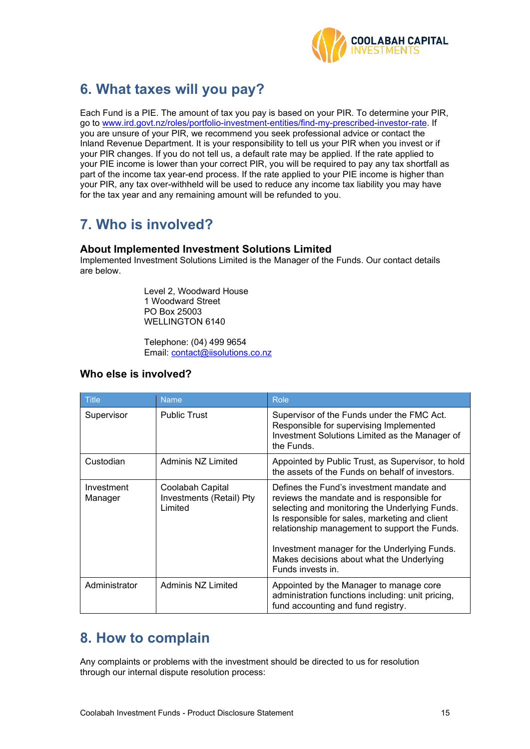## 6. What taxes will you pay?

Each Fund is a PIE. The amount of tax you pay is based on your PIR. To determine your PIR, go to [www.ird.govt.nz/roles/portfolio-investment-entities/find-my-prescribed-investor-rate](www.ird.govt.nz/roles/portfolio-investment-entities/find-my-prescribed-investor-rate). If you are unsure of your PIR, we recommend you seek professional advice or contact the Inland Revenue Department. It is your responsibility to tell us your PIR when you invest or if your PIR changes. If you do not tell us, a default rate may be applied. If the rate applied to your PIE income is lower than your correct PIR, you will be required to pay any tax shortfall as part of the income tax year-end process. If the rate applied to your PIE income is higher than your PIR, any tax over-withheld will be used to reduce any income tax liability you may have for the tax year and any remaining amount will be refunded to you.

## 7. Who is involved?

### About Implemented Investment Solutions Limited

Implemented Investment Solutions Limited is the Manager of the Funds. Our contact details are below.

Level 2, Woodward House
1 Woodward Street
PO Box 25003
WELLINGTON 6140

Telephone: (04) 499 9654
Email: contact@iisolutions.co.nz

### Who else is involved?

| Title | Name | Role |
|---|---|---|
| Supervisor | Public Trust | Supervisor of the Funds under the FMC Act. Responsible for supervising Implemented Investment Solutions Limited as the Manager of the Funds. |
| Custodian | Adminis NZ Limited | Appointed by Public Trust, as Supervisor, to hold the assets of the Funds on behalf of investors. |
| Investment Manager | Coolabah Capital Investments (Retail) Pty Limited | Defines the Fund's investment mandate and reviews the mandate and is responsible for selecting and monitoring the Underlying Funds. Is responsible for sales, marketing and client relationship management to support the Funds.<br><br>Investment manager for the Underlying Funds. Makes decisions about what the Underlying Funds invests in. |
| Administrator | Adminis NZ Limited | Appointed by the Manager to manage core administration functions including: unit pricing, fund accounting and fund registry. |

## 8. How to complain

Any complaints or problems with the investment should be directed to us for resolution through our internal dispute resolution process: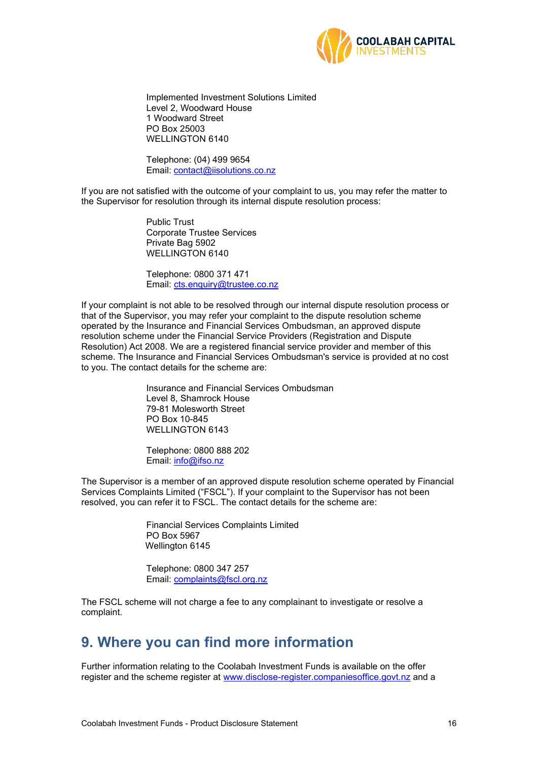Implemented Investment Solutions Limited
Level 2, Woodward House
1 Woodward Street
PO Box 25003
WELLINGTON 6140

Telephone: (04) 499 9654
Email: contact@iisolutions.co.nz

If you are not satisfied with the outcome of your complaint to us, you may refer the matter to the Supervisor for resolution through its internal dispute resolution process:

Public Trust
Corporate Trustee Services
Private Bag 5902
WELLINGTON 6140

Telephone: 0800 371 471
Email: cts.enquiry@trustee.co.nz

If your complaint is not able to be resolved through our internal dispute resolution process or that of the Supervisor, you may refer your complaint to the dispute resolution scheme operated by the Insurance and Financial Services Ombudsman, an approved dispute resolution scheme under the Financial Service Providers (Registration and Dispute Resolution) Act 2008. We are a registered financial service provider and member of this scheme. The Insurance and Financial Services Ombudsman's service is provided at no cost to you. The contact details for the scheme are:

Insurance and Financial Services Ombudsman
Level 8, Shamrock House
79-81 Molesworth Street
PO Box 10-845
WELLINGTON 6143

Telephone: 0800 888 202
Email: info@ifso.nz

The Supervisor is a member of an approved dispute resolution scheme operated by Financial Services Complaints Limited ("FSCL"). If your complaint to the Supervisor has not been resolved, you can refer it to FSCL. The contact details for the scheme are:

Financial Services Complaints Limited
PO Box 5967
Wellington 6145

Telephone: 0800 347 257
Email: complaints@fscl.org.nz

The FSCL scheme will not charge a fee to any complainant to investigate or resolve a complaint.

## 9. Where you can find more information

Further information relating to the Coolabah Investment Funds is available on the offer register and the scheme register at www.disclose-register.companiesoffice.govt.nz and a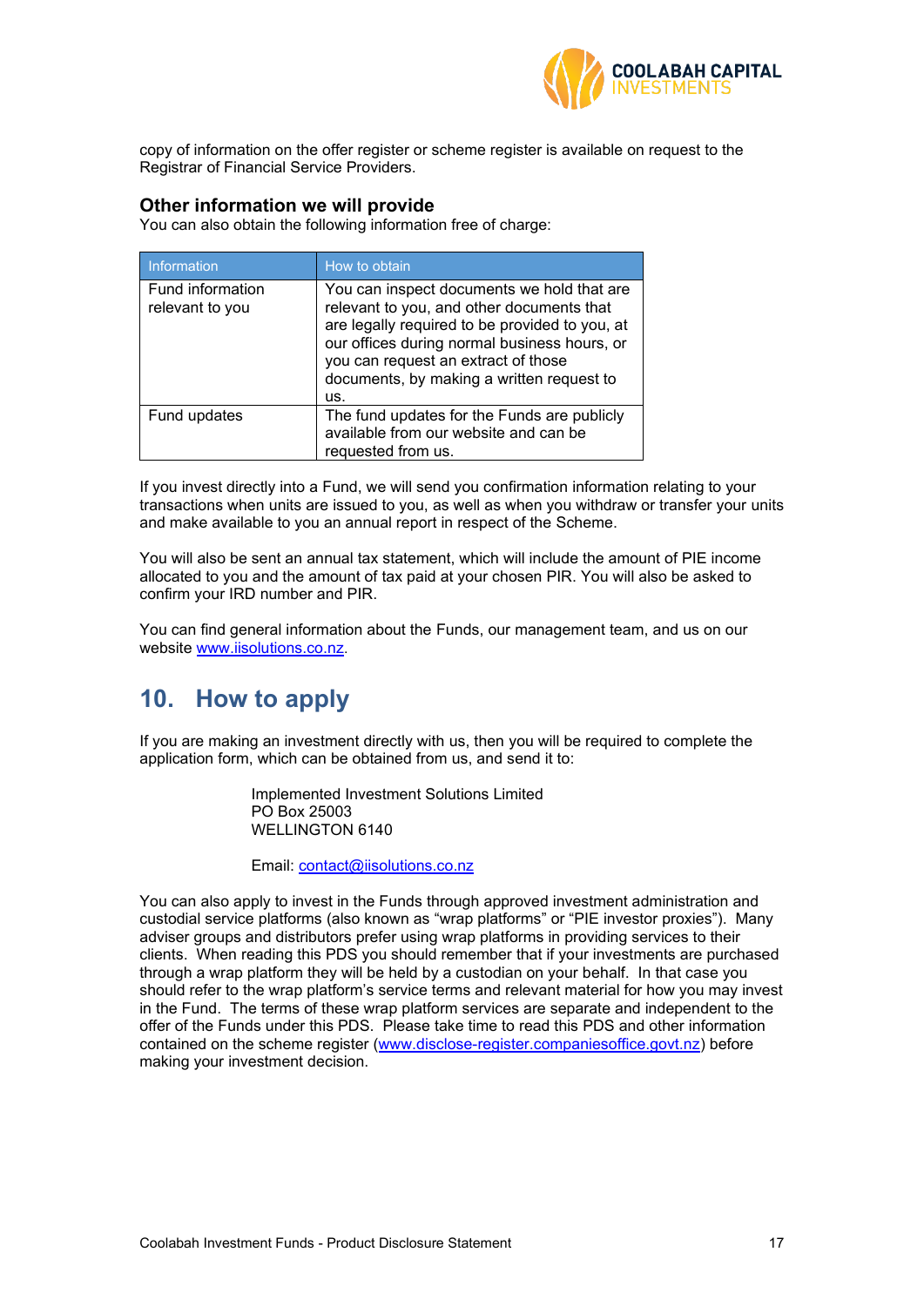copy of information on the offer register or scheme register is available on request to the Registrar of Financial Service Providers.

### Other information we will provide

You can also obtain the following information free of charge:

| Information | How to obtain |
|---|---|
| Fund information relevant to you | You can inspect documents we hold that are relevant to you, and other documents that are legally required to be provided to you, at our offices during normal business hours, or you can request an extract of those documents, by making a written request to us. |
| Fund updates | The fund updates for the Funds are publicly available from our website and can be requested from us. |

If you invest directly into a Fund, we will send you confirmation information relating to your transactions when units are issued to you, as well as when you withdraw or transfer your units and make available to you an annual report in respect of the Scheme.

You will also be sent an annual tax statement, which will include the amount of PIE income allocated to you and the amount of tax paid at your chosen PIR. You will also be asked to confirm your IRD number and PIR.

You can find general information about the Funds, our management team, and us on our website www.iisolutions.co.nz.

## 10. How to apply

If you are making an investment directly with us, then you will be required to complete the application form, which can be obtained from us, and send it to:

Implemented Investment Solutions Limited
PO Box 25003
WELLINGTON 6140

Email: contact@iisolutions.co.nz

You can also apply to invest in the Funds through approved investment administration and custodial service platforms (also known as “wrap platforms” or “PIE investor proxies”). Many adviser groups and distributors prefer using wrap platforms in providing services to their clients. When reading this PDS you should remember that if your investments are purchased through a wrap platform they will be held by a custodian on your behalf. In that case you should refer to the wrap platform’s service terms and relevant material for how you may invest in the Fund. The terms of these wrap platform services are separate and independent to the offer of the Funds under this PDS. Please take time to read this PDS and other information contained on the scheme register (www.disclose-register.companiesoffice.govt.nz) before making your investment decision.